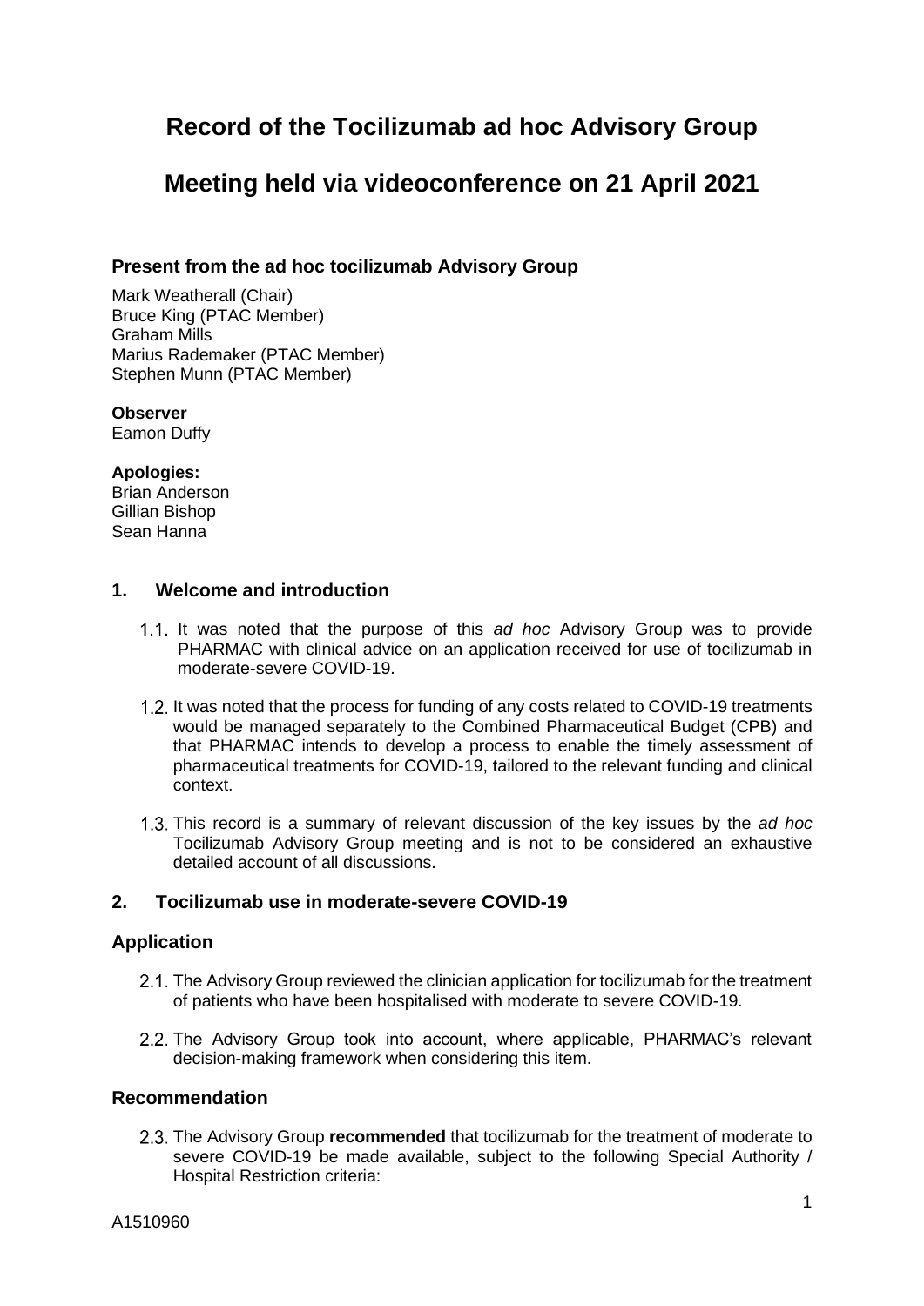# Record of the Tocilizumab ad hoc Advisory Group

# Meeting held via videoconference on 21 April 2021

### Present from the ad hoc tocilizumab Advisory Group

Mark Weatherall (Chair)
Bruce King (PTAC Member)
Graham Mills
Marius Rademaker (PTAC Member)
Stephen Munn (PTAC Member)

**Observer**
Eamon Duffy

**Apologies:**
Brian Anderson
Gillian Bishop
Sean Hanna

## 1. Welcome and introduction

1.1. It was noted that the purpose of this *ad hoc* Advisory Group was to provide PHARMAC with clinical advice on an application received for use of tocilizumab in moderate-severe COVID-19.

1.2. It was noted that the process for funding of any costs related to COVID-19 treatments would be managed separately to the Combined Pharmaceutical Budget (CPB) and that PHARMAC intends to develop a process to enable the timely assessment of pharmaceutical treatments for COVID-19, tailored to the relevant funding and clinical context.

1.3. This record is a summary of relevant discussion of the key issues by the *ad hoc* Tocilizumab Advisory Group meeting and is not to be considered an exhaustive detailed account of all discussions.

## 2. Tocilizumab use in moderate-severe COVID-19

### Application

2.1. The Advisory Group reviewed the clinician application for tocilizumab for the treatment of patients who have been hospitalised with moderate to severe COVID-19.

2.2. The Advisory Group took into account, where applicable, PHARMAC's relevant decision-making framework when considering this item.

### Recommendation

2.3. The Advisory Group **recommended** that tocilizumab for the treatment of moderate to severe COVID-19 be made available, subject to the following Special Authority / Hospital Restriction criteria:

A1510960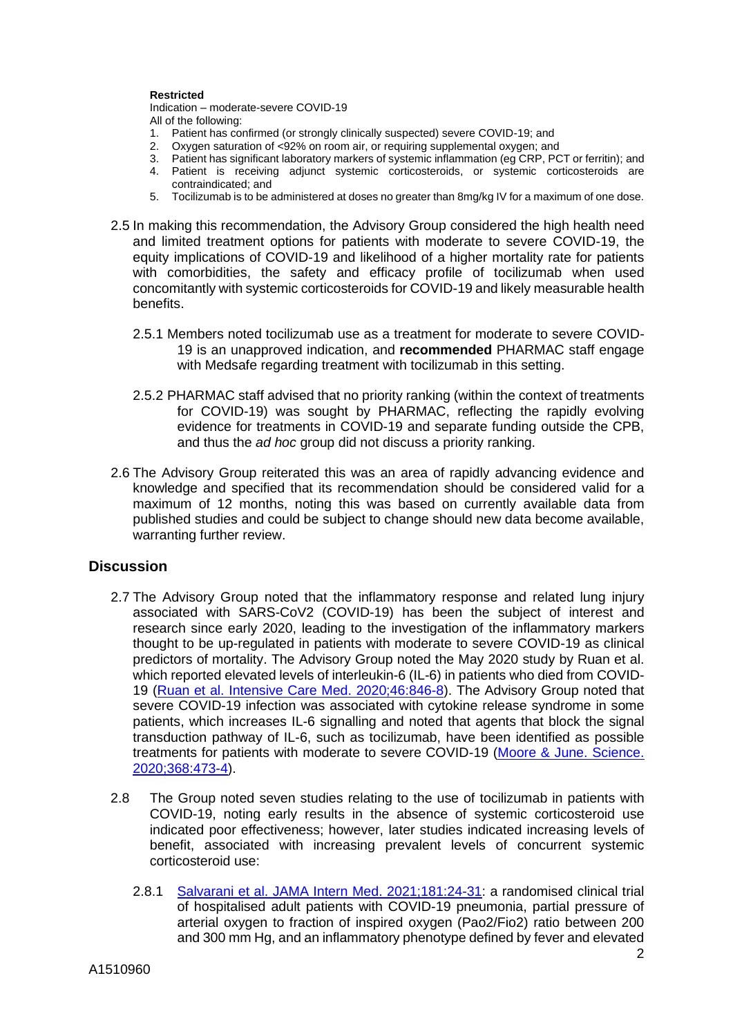**Restricted**

Indication – moderate-severe COVID-19

All of the following:

1. Patient has confirmed (or strongly clinically suspected) severe COVID-19; and
2. Oxygen saturation of <92% on room air, or requiring supplemental oxygen; and
3. Patient has significant laboratory markers of systemic inflammation (eg CRP, PCT or ferritin); and
4. Patient is receiving adjunct systemic corticosteroids, or systemic corticosteroids are contraindicated; and
5. Tocilizumab is to be administered at doses no greater than 8mg/kg IV for a maximum of one dose.

2.5 In making this recommendation, the Advisory Group considered the high health need and limited treatment options for patients with moderate to severe COVID-19, the equity implications of COVID-19 and likelihood of a higher mortality rate for patients with comorbidities, the safety and efficacy profile of tocilizumab when used concomitantly with systemic corticosteroids for COVID-19 and likely measurable health benefits.

2.5.1 Members noted tocilizumab use as a treatment for moderate to severe COVID-19 is an unapproved indication, and **recommended** PHARMAC staff engage with Medsafe regarding treatment with tocilizumab in this setting.

2.5.2 PHARMAC staff advised that no priority ranking (within the context of treatments for COVID-19) was sought by PHARMAC, reflecting the rapidly evolving evidence for treatments in COVID-19 and separate funding outside the CPB, and thus the *ad hoc* group did not discuss a priority ranking.

2.6 The Advisory Group reiterated this was an area of rapidly advancing evidence and knowledge and specified that its recommendation should be considered valid for a maximum of 12 months, noting this was based on currently available data from published studies and could be subject to change should new data become available, warranting further review.

## Discussion

2.7 The Advisory Group noted that the inflammatory response and related lung injury associated with SARS-CoV2 (COVID-19) has been the subject of interest and research since early 2020, leading to the investigation of the inflammatory markers thought to be up-regulated in patients with moderate to severe COVID-19 as clinical predictors of mortality. The Advisory Group noted the May 2020 study by Ruan et al. which reported elevated levels of interleukin-6 (IL-6) in patients who died from COVID-19 (Ruan et al. Intensive Care Med. 2020;46:846-8). The Advisory Group noted that severe COVID-19 infection was associated with cytokine release syndrome in some patients, which increases IL-6 signalling and noted that agents that block the signal transduction pathway of IL-6, such as tocilizumab, have been identified as possible treatments for patients with moderate to severe COVID-19 (Moore & June. Science. 2020;368:473-4).

2.8 The Group noted seven studies relating to the use of tocilizumab in patients with COVID-19, noting early results in the absence of systemic corticosteroid use indicated poor effectiveness; however, later studies indicated increasing levels of benefit, associated with increasing prevalent levels of concurrent systemic corticosteroid use:

2.8.1 Salvarani et al. JAMA Intern Med. 2021;181:24-31: a randomised clinical trial of hospitalised adult patients with COVID-19 pneumonia, partial pressure of arterial oxygen to fraction of inspired oxygen (Pao2/Fio2) ratio between 200 and 300 mm Hg, and an inflammatory phenotype defined by fever and elevated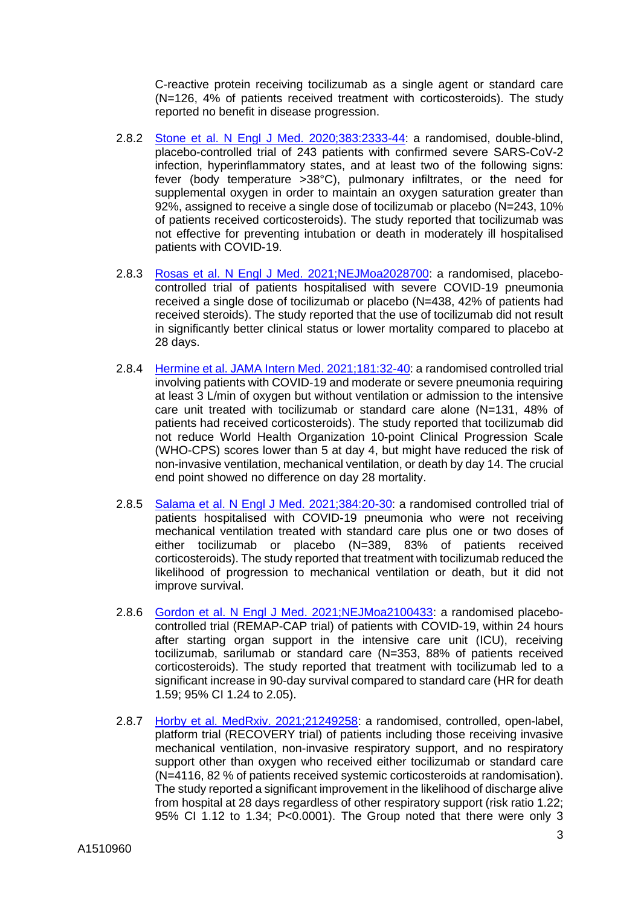C-reactive protein receiving tocilizumab as a single agent or standard care (N=126, 4% of patients received treatment with corticosteroids). The study reported no benefit in disease progression.

2.8.2 [Stone et al. N Engl J Med. 2020;383:2333-44](): a randomised, double-blind, placebo-controlled trial of 243 patients with confirmed severe SARS-CoV-2 infection, hyperinflammatory states, and at least two of the following signs: fever (body temperature >38°C), pulmonary infiltrates, or the need for supplemental oxygen in order to maintain an oxygen saturation greater than 92%, assigned to receive a single dose of tocilizumab or placebo (N=243, 10% of patients received corticosteroids). The study reported that tocilizumab was not effective for preventing intubation or death in moderately ill hospitalised patients with COVID-19.

2.8.3 [Rosas et al. N Engl J Med. 2021;NEJMoa2028700](): a randomised, placebo-controlled trial of patients hospitalised with severe COVID-19 pneumonia received a single dose of tocilizumab or placebo (N=438, 42% of patients had received steroids). The study reported that the use of tocilizumab did not result in significantly better clinical status or lower mortality compared to placebo at 28 days.

2.8.4 [Hermine et al. JAMA Intern Med. 2021;181:32-40](): a randomised controlled trial involving patients with COVID-19 and moderate or severe pneumonia requiring at least 3 L/min of oxygen but without ventilation or admission to the intensive care unit treated with tocilizumab or standard care alone (N=131, 48% of patients had received corticosteroids). The study reported that tocilizumab did not reduce World Health Organization 10-point Clinical Progression Scale (WHO-CPS) scores lower than 5 at day 4, but might have reduced the risk of non-invasive ventilation, mechanical ventilation, or death by day 14. The crucial end point showed no difference on day 28 mortality.

2.8.5 [Salama et al. N Engl J Med. 2021;384:20-30](): a randomised controlled trial of patients hospitalised with COVID-19 pneumonia who were not receiving mechanical ventilation treated with standard care plus one or two doses of either tocilizumab or placebo (N=389, 83% of patients received corticosteroids). The study reported that treatment with tocilizumab reduced the likelihood of progression to mechanical ventilation or death, but it did not improve survival.

2.8.6 [Gordon et al. N Engl J Med. 2021;NEJMoa2100433](): a randomised placebo-controlled trial (REMAP-CAP trial) of patients with COVID-19, within 24 hours after starting organ support in the intensive care unit (ICU), receiving tocilizumab, sarilumab or standard care (N=353, 88% of patients received corticosteroids). The study reported that treatment with tocilizumab led to a significant increase in 90-day survival compared to standard care (HR for death 1.59; 95% CI 1.24 to 2.05).

2.8.7 [Horby et al. MedRxiv. 2021;21249258](): a randomised, controlled, open-label, platform trial (RECOVERY trial) of patients including those receiving invasive mechanical ventilation, non-invasive respiratory support, and no respiratory support other than oxygen who received either tocilizumab or standard care (N=4116, 82 % of patients received systemic corticosteroids at randomisation). The study reported a significant improvement in the likelihood of discharge alive from hospital at 28 days regardless of other respiratory support (risk ratio 1.22; 95% CI 1.12 to 1.34; P<0.0001). The Group noted that there were only 3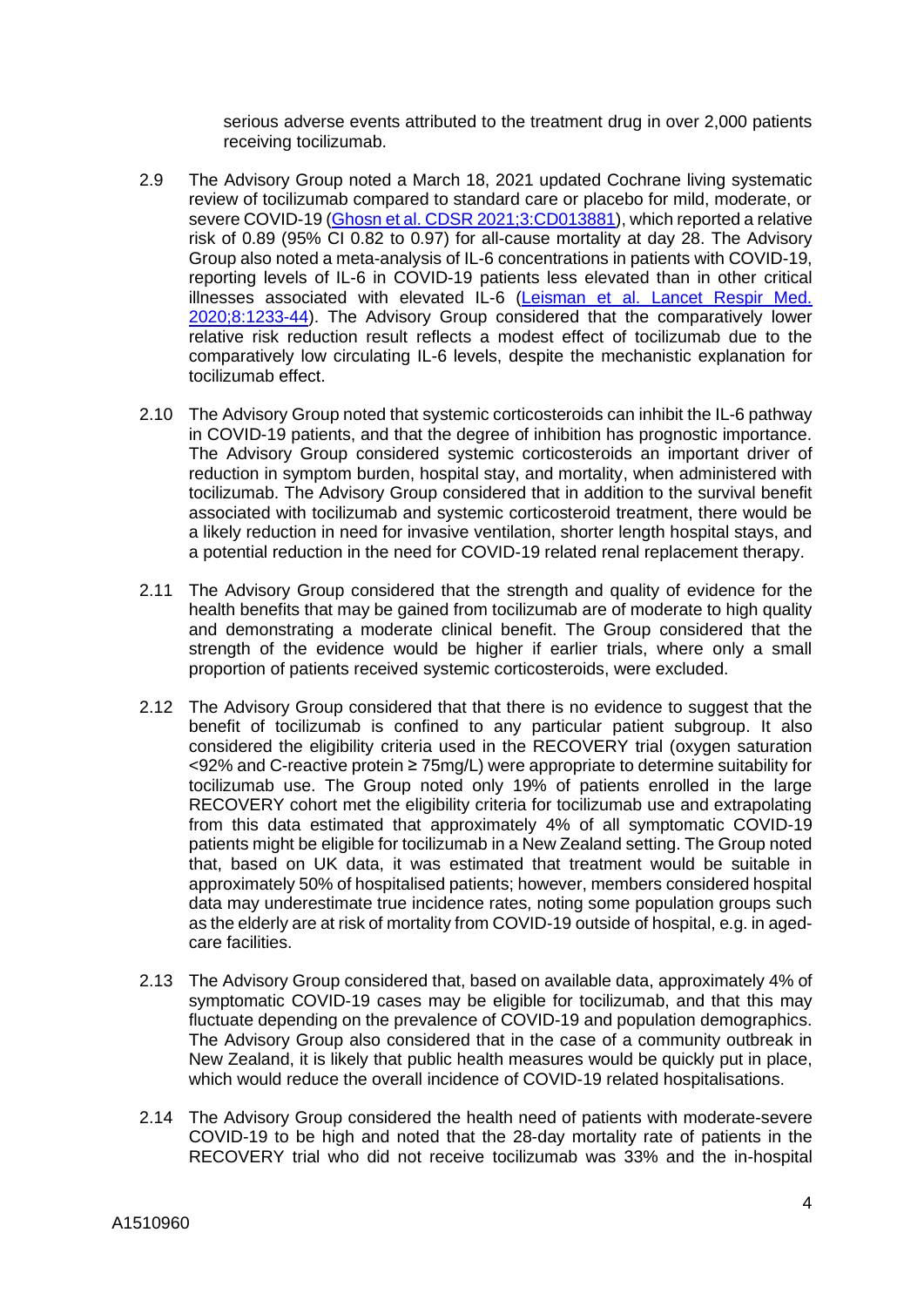serious adverse events attributed to the treatment drug in over 2,000 patients receiving tocilizumab.

2.9 The Advisory Group noted a March 18, 2021 updated Cochrane living systematic review of tocilizumab compared to standard care or placebo for mild, moderate, or severe COVID-19 ([Ghosn et al. CDSR 2021;3:CD013881]), which reported a relative risk of 0.89 (95% CI 0.82 to 0.97) for all-cause mortality at day 28. The Advisory Group also noted a meta-analysis of IL-6 concentrations in patients with COVID-19, reporting levels of IL-6 in COVID-19 patients less elevated than in other critical illnesses associated with elevated IL-6 ([Leisman et al. Lancet Respir Med. 2020;8:1233-44]). The Advisory Group considered that the comparatively lower relative risk reduction result reflects a modest effect of tocilizumab due to the comparatively low circulating IL-6 levels, despite the mechanistic explanation for tocilizumab effect.

2.10 The Advisory Group noted that systemic corticosteroids can inhibit the IL-6 pathway in COVID-19 patients, and that the degree of inhibition has prognostic importance. The Advisory Group considered systemic corticosteroids an important driver of reduction in symptom burden, hospital stay, and mortality, when administered with tocilizumab. The Advisory Group considered that in addition to the survival benefit associated with tocilizumab and systemic corticosteroid treatment, there would be a likely reduction in need for invasive ventilation, shorter length hospital stays, and a potential reduction in the need for COVID-19 related renal replacement therapy.

2.11 The Advisory Group considered that the strength and quality of evidence for the health benefits that may be gained from tocilizumab are of moderate to high quality and demonstrating a moderate clinical benefit. The Group considered that the strength of the evidence would be higher if earlier trials, where only a small proportion of patients received systemic corticosteroids, were excluded.

2.12 The Advisory Group considered that that there is no evidence to suggest that the benefit of tocilizumab is confined to any particular patient subgroup. It also considered the eligibility criteria used in the RECOVERY trial (oxygen saturation <92% and C-reactive protein ≥ 75mg/L) were appropriate to determine suitability for tocilizumab use. The Group noted only 19% of patients enrolled in the large RECOVERY cohort met the eligibility criteria for tocilizumab use and extrapolating from this data estimated that approximately 4% of all symptomatic COVID-19 patients might be eligible for tocilizumab in a New Zealand setting. The Group noted that, based on UK data, it was estimated that treatment would be suitable in approximately 50% of hospitalised patients; however, members considered hospital data may underestimate true incidence rates, noting some population groups such as the elderly are at risk of mortality from COVID-19 outside of hospital, e.g. in aged-care facilities.

2.13 The Advisory Group considered that, based on available data, approximately 4% of symptomatic COVID-19 cases may be eligible for tocilizumab, and that this may fluctuate depending on the prevalence of COVID-19 and population demographics. The Advisory Group also considered that in the case of a community outbreak in New Zealand, it is likely that public health measures would be quickly put in place, which would reduce the overall incidence of COVID-19 related hospitalisations.

2.14 The Advisory Group considered the health need of patients with moderate-severe COVID-19 to be high and noted that the 28-day mortality rate of patients in the RECOVERY trial who did not receive tocilizumab was 33% and the in-hospital

A1510960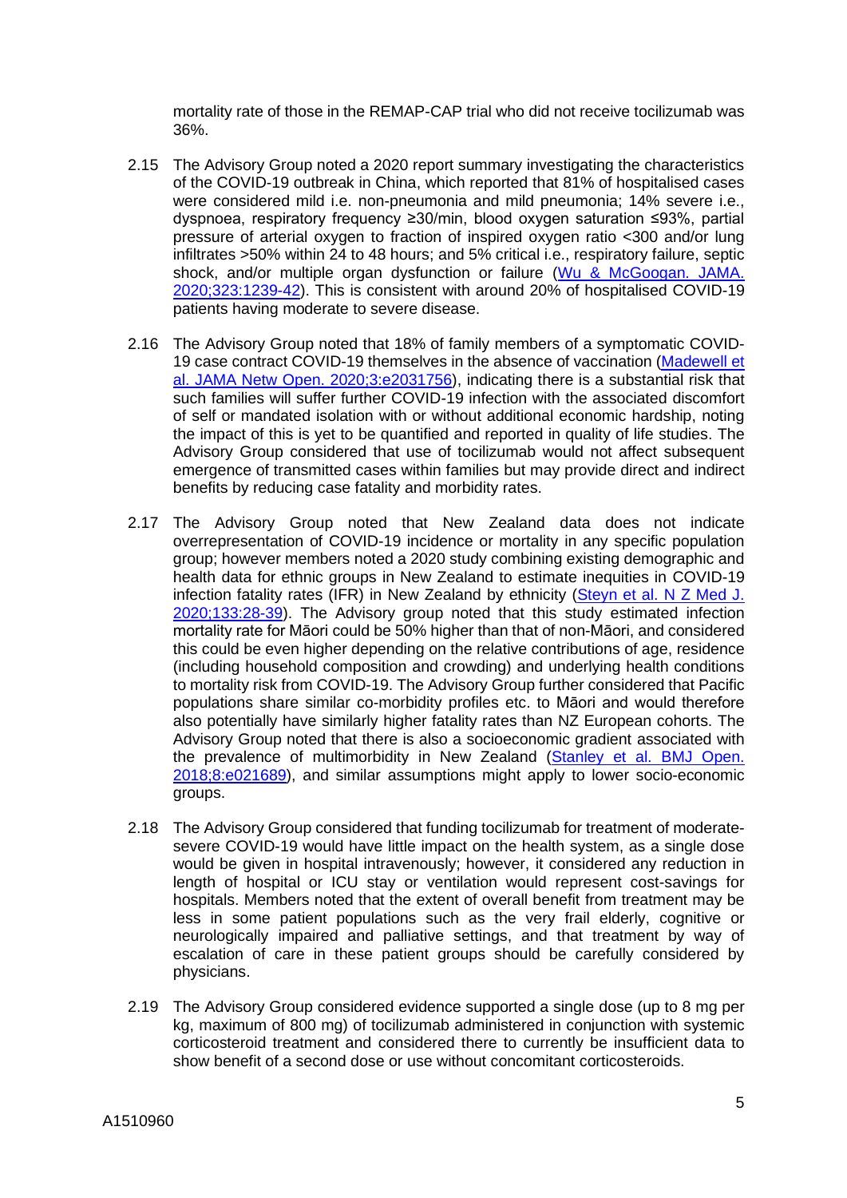mortality rate of those in the REMAP-CAP trial who did not receive tocilizumab was 36%.

2.15 The Advisory Group noted a 2020 report summary investigating the characteristics of the COVID-19 outbreak in China, which reported that 81% of hospitalised cases were considered mild i.e. non-pneumonia and mild pneumonia; 14% severe i.e., dyspnoea, respiratory frequency ≥30/min, blood oxygen saturation ≤93%, partial pressure of arterial oxygen to fraction of inspired oxygen ratio <300 and/or lung infiltrates >50% within 24 to 48 hours; and 5% critical i.e., respiratory failure, septic shock, and/or multiple organ dysfunction or failure (Wu & McGoogan. JAMA. 2020;323:1239-42). This is consistent with around 20% of hospitalised COVID-19 patients having moderate to severe disease.

2.16 The Advisory Group noted that 18% of family members of a symptomatic COVID-19 case contract COVID-19 themselves in the absence of vaccination (Madewell et al. JAMA Netw Open. 2020;3:e2031756), indicating there is a substantial risk that such families will suffer further COVID-19 infection with the associated discomfort of self or mandated isolation with or without additional economic hardship, noting the impact of this is yet to be quantified and reported in quality of life studies. The Advisory Group considered that use of tocilizumab would not affect subsequent emergence of transmitted cases within families but may provide direct and indirect benefits by reducing case fatality and morbidity rates.

2.17 The Advisory Group noted that New Zealand data does not indicate overrepresentation of COVID-19 incidence or mortality in any specific population group; however members noted a 2020 study combining existing demographic and health data for ethnic groups in New Zealand to estimate inequities in COVID-19 infection fatality rates (IFR) in New Zealand by ethnicity (Steyn et al. N Z Med J. 2020;133:28-39). The Advisory group noted that this study estimated infection mortality rate for Māori could be 50% higher than that of non-Māori, and considered this could be even higher depending on the relative contributions of age, residence (including household composition and crowding) and underlying health conditions to mortality risk from COVID-19. The Advisory Group further considered that Pacific populations share similar co-morbidity profiles etc. to Māori and would therefore also potentially have similarly higher fatality rates than NZ European cohorts. The Advisory Group noted that there is also a socioeconomic gradient associated with the prevalence of multimorbidity in New Zealand (Stanley et al. BMJ Open. 2018;8:e021689), and similar assumptions might apply to lower socio-economic groups.

2.18 The Advisory Group considered that funding tocilizumab for treatment of moderate-severe COVID-19 would have little impact on the health system, as a single dose would be given in hospital intravenously; however, it considered any reduction in length of hospital or ICU stay or ventilation would represent cost-savings for hospitals. Members noted that the extent of overall benefit from treatment may be less in some patient populations such as the very frail elderly, cognitive or neurologically impaired and palliative settings, and that treatment by way of escalation of care in these patient groups should be carefully considered by physicians.

2.19 The Advisory Group considered evidence supported a single dose (up to 8 mg per kg, maximum of 800 mg) of tocilizumab administered in conjunction with systemic corticosteroid treatment and considered there to currently be insufficient data to show benefit of a second dose or use without concomitant corticosteroids.

A1510960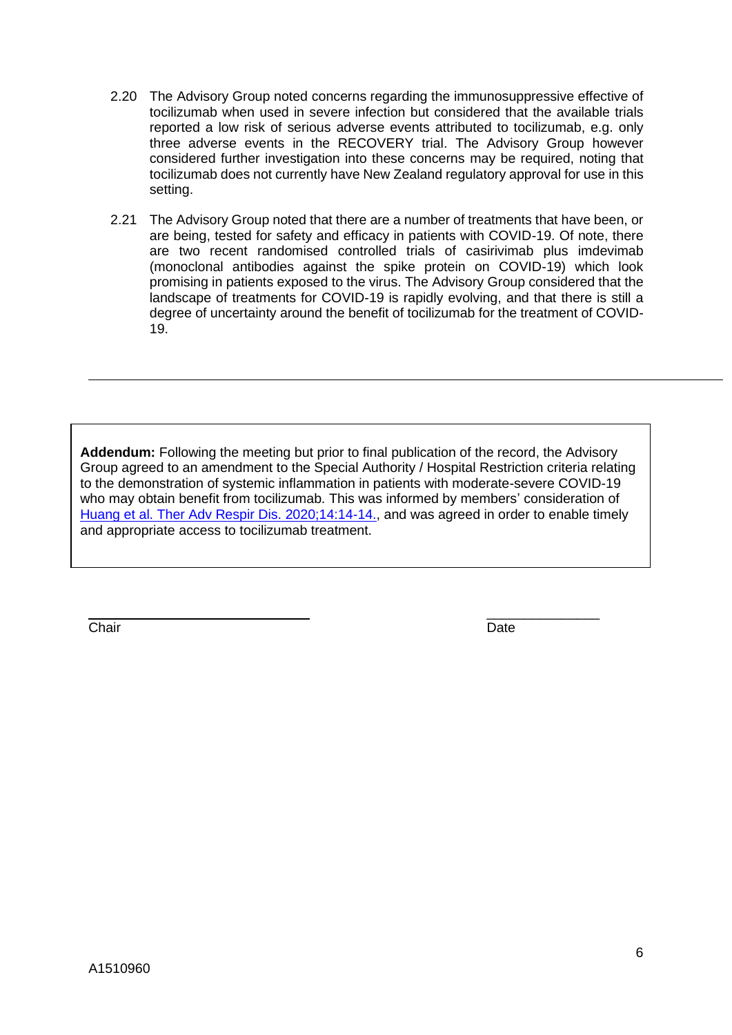2.20 The Advisory Group noted concerns regarding the immunosuppressive effective of tocilizumab when used in severe infection but considered that the available trials reported a low risk of serious adverse events attributed to tocilizumab, e.g. only three adverse events in the RECOVERY trial. The Advisory Group however considered further investigation into these concerns may be required, noting that tocilizumab does not currently have New Zealand regulatory approval for use in this setting.

2.21 The Advisory Group noted that there are a number of treatments that have been, or are being, tested for safety and efficacy in patients with COVID-19. Of note, there are two recent randomised controlled trials of casirivimab plus imdevimab (monoclonal antibodies against the spike protein on COVID-19) which look promising in patients exposed to the virus. The Advisory Group considered that the landscape of treatments for COVID-19 is rapidly evolving, and that there is still a degree of uncertainty around the benefit of tocilizumab for the treatment of COVID-19.

---

**Addendum:** Following the meeting but prior to final publication of the record, the Advisory Group agreed to an amendment to the Special Authority / Hospital Restriction criteria relating to the demonstration of systemic inflammation in patients with moderate-severe COVID-19 who may obtain benefit from tocilizumab. This was informed by members' consideration of Huang et al. Ther Adv Respir Dis. 2020;14:14-14., and was agreed in order to enable timely and appropriate access to tocilizumab treatment.

Chair

Date

A1510960